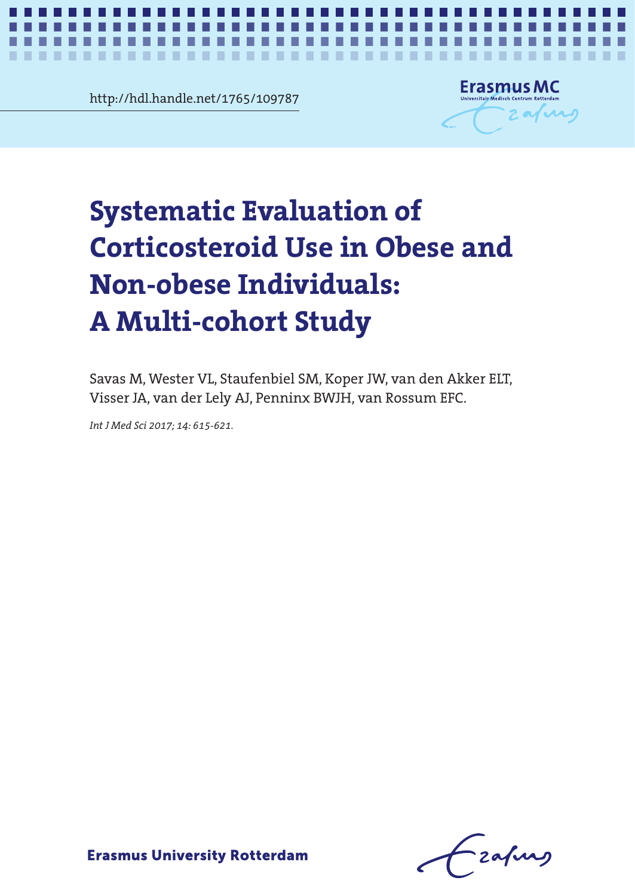http://hdl.handle.net/1765/109787

# Systematic Evaluation of Corticosteroid Use in Obese and Non-obese Individuals: A Multi-cohort Study

Savas M, Wester VL, Staufenbiel SM, Koper JW, van den Akker ELT, Visser JA, van der Lely AJ, Penninx BWJH, van Rossum EFC.

*Int J Med Sci 2017; 14: 615-621.*

Erasmus University Rotterdam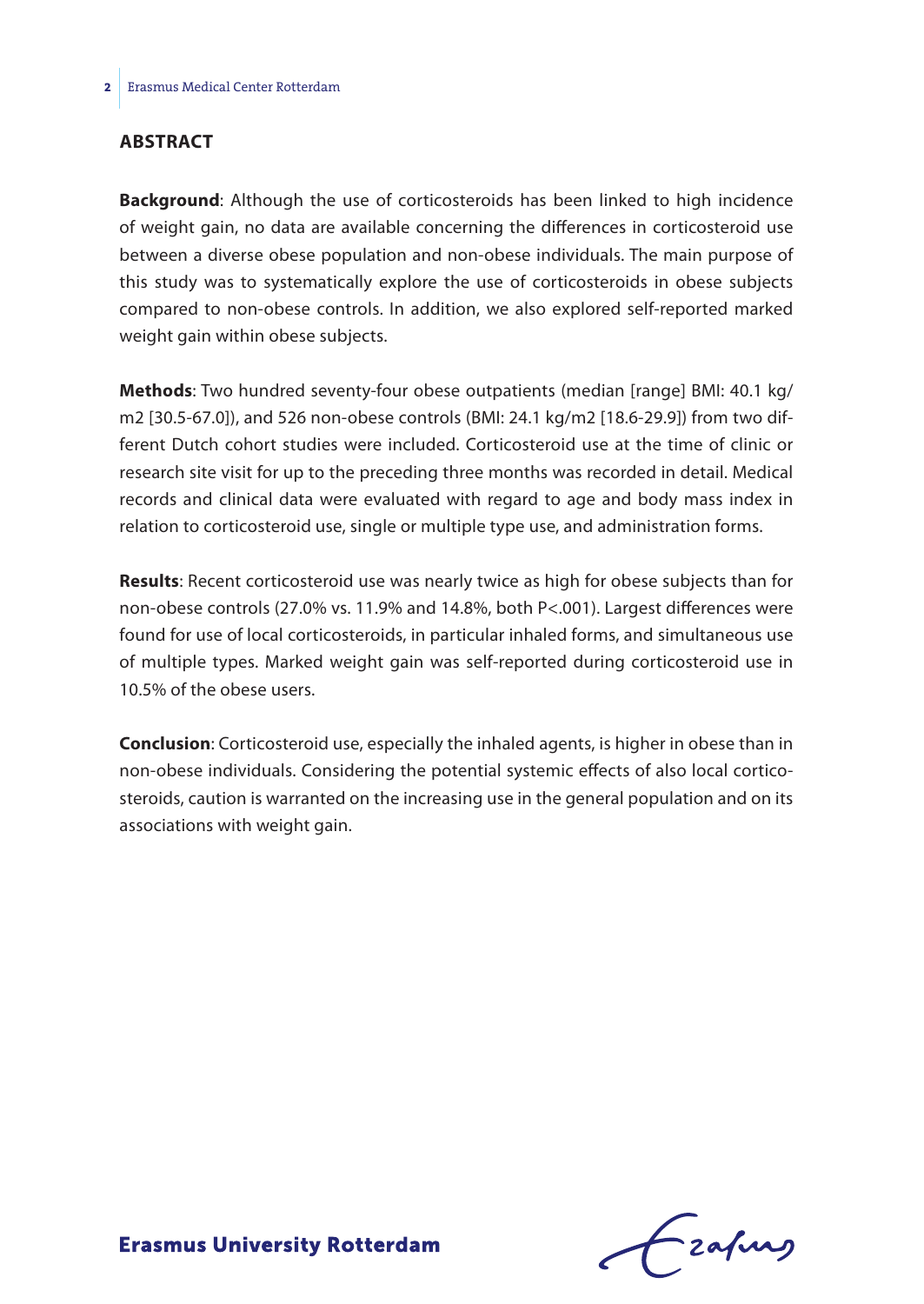## ABSTRACT

**Background**: Although the use of corticosteroids has been linked to high incidence of weight gain, no data are available concerning the differences in corticosteroid use between a diverse obese population and non-obese individuals. The main purpose of this study was to systematically explore the use of corticosteroids in obese subjects compared to non-obese controls. In addition, we also explored self-reported marked weight gain within obese subjects.

**Methods**: Two hundred seventy-four obese outpatients (median [range] BMI: 40.1 kg/m2 [30.5-67.0]), and 526 non-obese controls (BMI: 24.1 kg/m2 [18.6-29.9]) from two different Dutch cohort studies were included. Corticosteroid use at the time of clinic or research site visit for up to the preceding three months was recorded in detail. Medical records and clinical data were evaluated with regard to age and body mass index in relation to corticosteroid use, single or multiple type use, and administration forms.

**Results**: Recent corticosteroid use was nearly twice as high for obese subjects than for non-obese controls (27.0% vs. 11.9% and 14.8%, both $P<.001$). Largest differences were found for use of local corticosteroids, in particular inhaled forms, and simultaneous use of multiple types. Marked weight gain was self-reported during corticosteroid use in 10.5% of the obese users.

**Conclusion**: Corticosteroid use, especially the inhaled agents, is higher in obese than in non-obese individuals. Considering the potential systemic effects of also local corticosteroids, caution is warranted on the increasing use in the general population and on its associations with weight gain.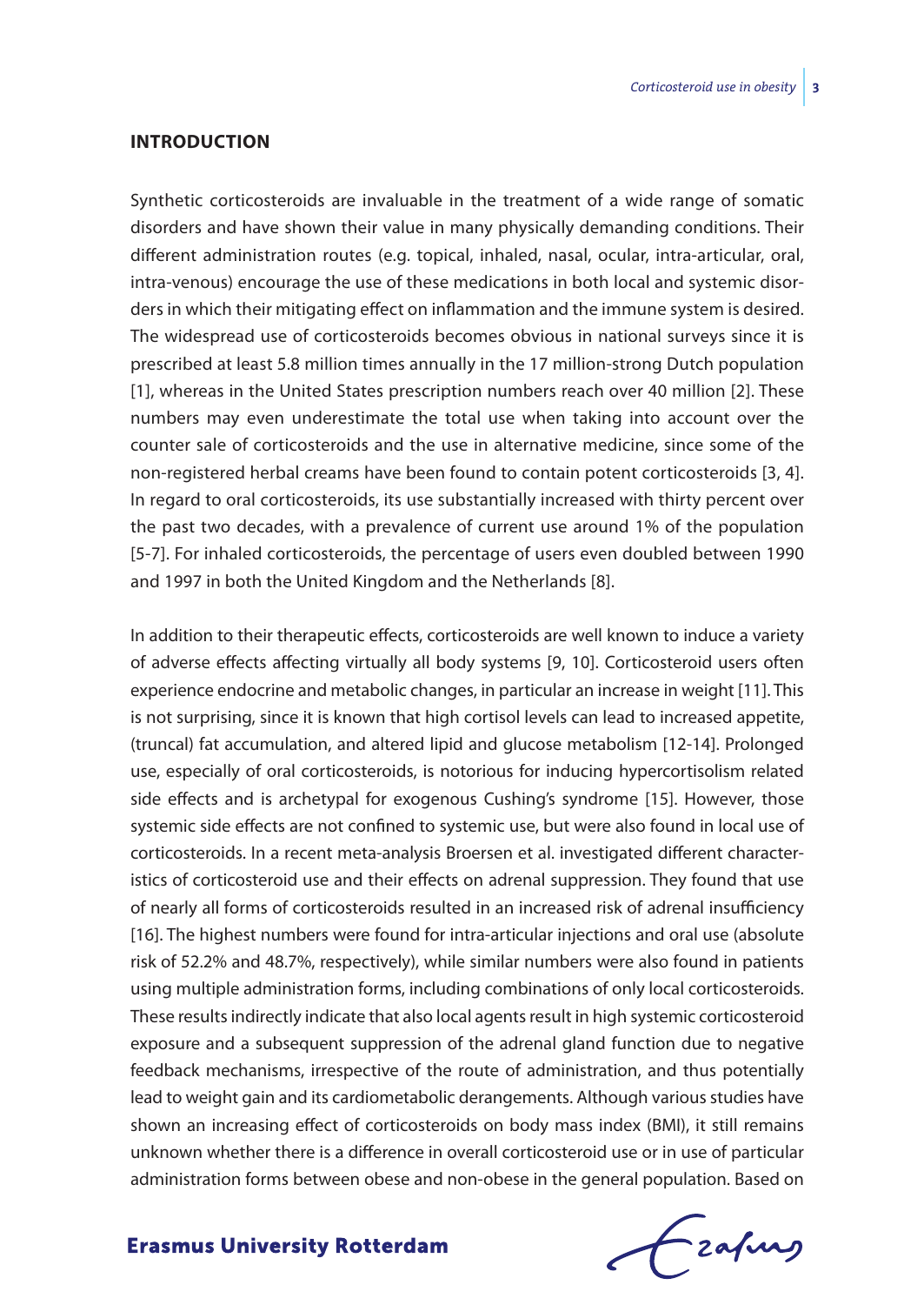## INTRODUCTION

Synthetic corticosteroids are invaluable in the treatment of a wide range of somatic disorders and have shown their value in many physically demanding conditions. Their different administration routes (e.g. topical, inhaled, nasal, ocular, intra-articular, oral, intra-venous) encourage the use of these medications in both local and systemic disorders in which their mitigating effect on inflammation and the immune system is desired. The widespread use of corticosteroids becomes obvious in national surveys since it is prescribed at least 5.8 million times annually in the 17 million-strong Dutch population [1], whereas in the United States prescription numbers reach over 40 million [2]. These numbers may even underestimate the total use when taking into account over the counter sale of corticosteroids and the use in alternative medicine, since some of the non-registered herbal creams have been found to contain potent corticosteroids [3, 4]. In regard to oral corticosteroids, its use substantially increased with thirty percent over the past two decades, with a prevalence of current use around 1% of the population [5-7]. For inhaled corticosteroids, the percentage of users even doubled between 1990 and 1997 in both the United Kingdom and the Netherlands [8].

In addition to their therapeutic effects, corticosteroids are well known to induce a variety of adverse effects affecting virtually all body systems [9, 10]. Corticosteroid users often experience endocrine and metabolic changes, in particular an increase in weight [11]. This is not surprising, since it is known that high cortisol levels can lead to increased appetite, (truncal) fat accumulation, and altered lipid and glucose metabolism [12-14]. Prolonged use, especially of oral corticosteroids, is notorious for inducing hypercortisolism related side effects and is archetypal for exogenous Cushing's syndrome [15]. However, those systemic side effects are not confined to systemic use, but were also found in local use of corticosteroids. In a recent meta-analysis Broersen et al. investigated different characteristics of corticosteroid use and their effects on adrenal suppression. They found that use of nearly all forms of corticosteroids resulted in an increased risk of adrenal insufficiency [16]. The highest numbers were found for intra-articular injections and oral use (absolute risk of 52.2% and 48.7%, respectively), while similar numbers were also found in patients using multiple administration forms, including combinations of only local corticosteroids. These results indirectly indicate that also local agents result in high systemic corticosteroid exposure and a subsequent suppression of the adrenal gland function due to negative feedback mechanisms, irrespective of the route of administration, and thus potentially lead to weight gain and its cardiometabolic derangements. Although various studies have shown an increasing effect of corticosteroids on body mass index (BMI), it still remains unknown whether there is a difference in overall corticosteroid use or in use of particular administration forms between obese and non-obese in the general population. Based on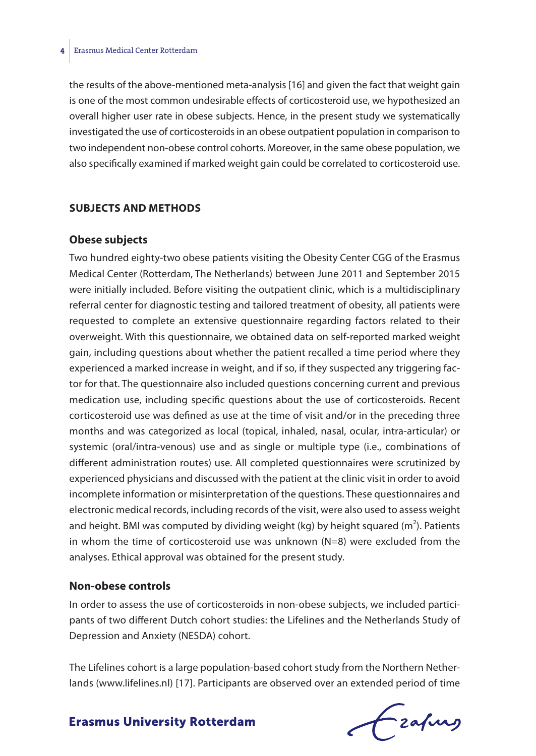the results of the above-mentioned meta-analysis [16] and given the fact that weight gain is one of the most common undesirable effects of corticosteroid use, we hypothesized an overall higher user rate in obese subjects. Hence, in the present study we systematically investigated the use of corticosteroids in an obese outpatient population in comparison to two independent non-obese control cohorts. Moreover, in the same obese population, we also specifically examined if marked weight gain could be correlated to corticosteroid use.

## SUBJECTS AND METHODS

### Obese subjects

Two hundred eighty-two obese patients visiting the Obesity Center CGG of the Erasmus Medical Center (Rotterdam, The Netherlands) between June 2011 and September 2015 were initially included. Before visiting the outpatient clinic, which is a multidisciplinary referral center for diagnostic testing and tailored treatment of obesity, all patients were requested to complete an extensive questionnaire regarding factors related to their overweight. With this questionnaire, we obtained data on self-reported marked weight gain, including questions about whether the patient recalled a time period where they experienced a marked increase in weight, and if so, if they suspected any triggering factor for that. The questionnaire also included questions concerning current and previous medication use, including specific questions about the use of corticosteroids. Recent corticosteroid use was defined as use at the time of visit and/or in the preceding three months and was categorized as local (topical, inhaled, nasal, ocular, intra-articular) or systemic (oral/intra-venous) use and as single or multiple type (i.e., combinations of different administration routes) use. All completed questionnaires were scrutinized by experienced physicians and discussed with the patient at the clinic visit in order to avoid incomplete information or misinterpretation of the questions. These questionnaires and electronic medical records, including records of the visit, were also used to assess weight and height. BMI was computed by dividing weight (kg) by height squared ($m^2$). Patients in whom the time of corticosteroid use was unknown (N=8) were excluded from the analyses. Ethical approval was obtained for the present study.

### Non-obese controls

In order to assess the use of corticosteroids in non-obese subjects, we included participants of two different Dutch cohort studies: the Lifelines and the Netherlands Study of Depression and Anxiety (NESDA) cohort.

The Lifelines cohort is a large population-based cohort study from the Northern Netherlands (www.lifelines.nl) [17]. Participants are observed over an extended period of time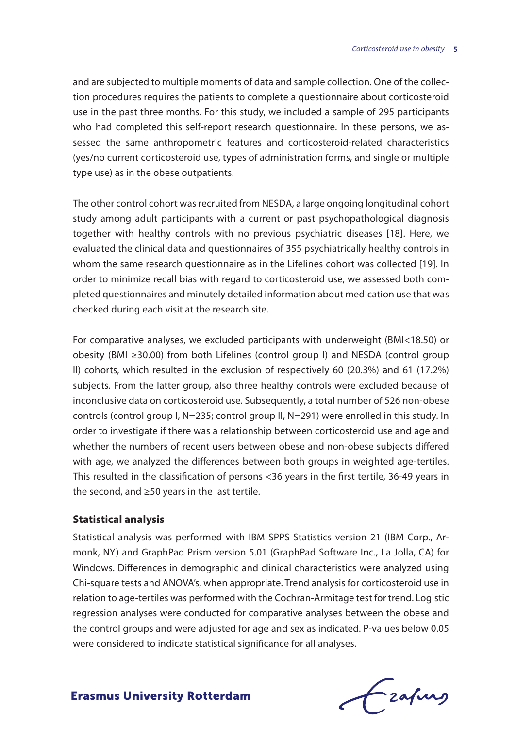and are subjected to multiple moments of data and sample collection. One of the collection procedures requires the patients to complete a questionnaire about corticosteroid use in the past three months. For this study, we included a sample of 295 participants who had completed this self-report research questionnaire. In these persons, we assessed the same anthropometric features and corticosteroid-related characteristics (yes/no current corticosteroid use, types of administration forms, and single or multiple type use) as in the obese outpatients.

The other control cohort was recruited from NESDA, a large ongoing longitudinal cohort study among adult participants with a current or past psychopathological diagnosis together with healthy controls with no previous psychiatric diseases [18]. Here, we evaluated the clinical data and questionnaires of 355 psychiatrically healthy controls in whom the same research questionnaire as in the Lifelines cohort was collected [19]. In order to minimize recall bias with regard to corticosteroid use, we assessed both completed questionnaires and minutely detailed information about medication use that was checked during each visit at the research site.

For comparative analyses, we excluded participants with underweight (BMI<18.50) or obesity (BMI ≥30.00) from both Lifelines (control group I) and NESDA (control group II) cohorts, which resulted in the exclusion of respectively 60 (20.3%) and 61 (17.2%) subjects. From the latter group, also three healthy controls were excluded because of inconclusive data on corticosteroid use. Subsequently, a total number of 526 non-obese controls (control group I, N=235; control group II, N=291) were enrolled in this study. In order to investigate if there was a relationship between corticosteroid use and age and whether the numbers of recent users between obese and non-obese subjects differed with age, we analyzed the differences between both groups in weighted age-tertiles. This resulted in the classification of persons <36 years in the first tertile, 36-49 years in the second, and ≥50 years in the last tertile.

### Statistical analysis

Statistical analysis was performed with IBM SPSS Statistics version 21 (IBM Corp., Armonk, NY) and GraphPad Prism version 5.01 (GraphPad Software Inc., La Jolla, CA) for Windows. Differences in demographic and clinical characteristics were analyzed using Chi-square tests and ANOVA's, when appropriate. Trend analysis for corticosteroid use in relation to age-tertiles was performed with the Cochran-Armitage test for trend. Logistic regression analyses were conducted for comparative analyses between the obese and the control groups and were adjusted for age and sex as indicated. P-values below 0.05 were considered to indicate statistical significance for all analyses.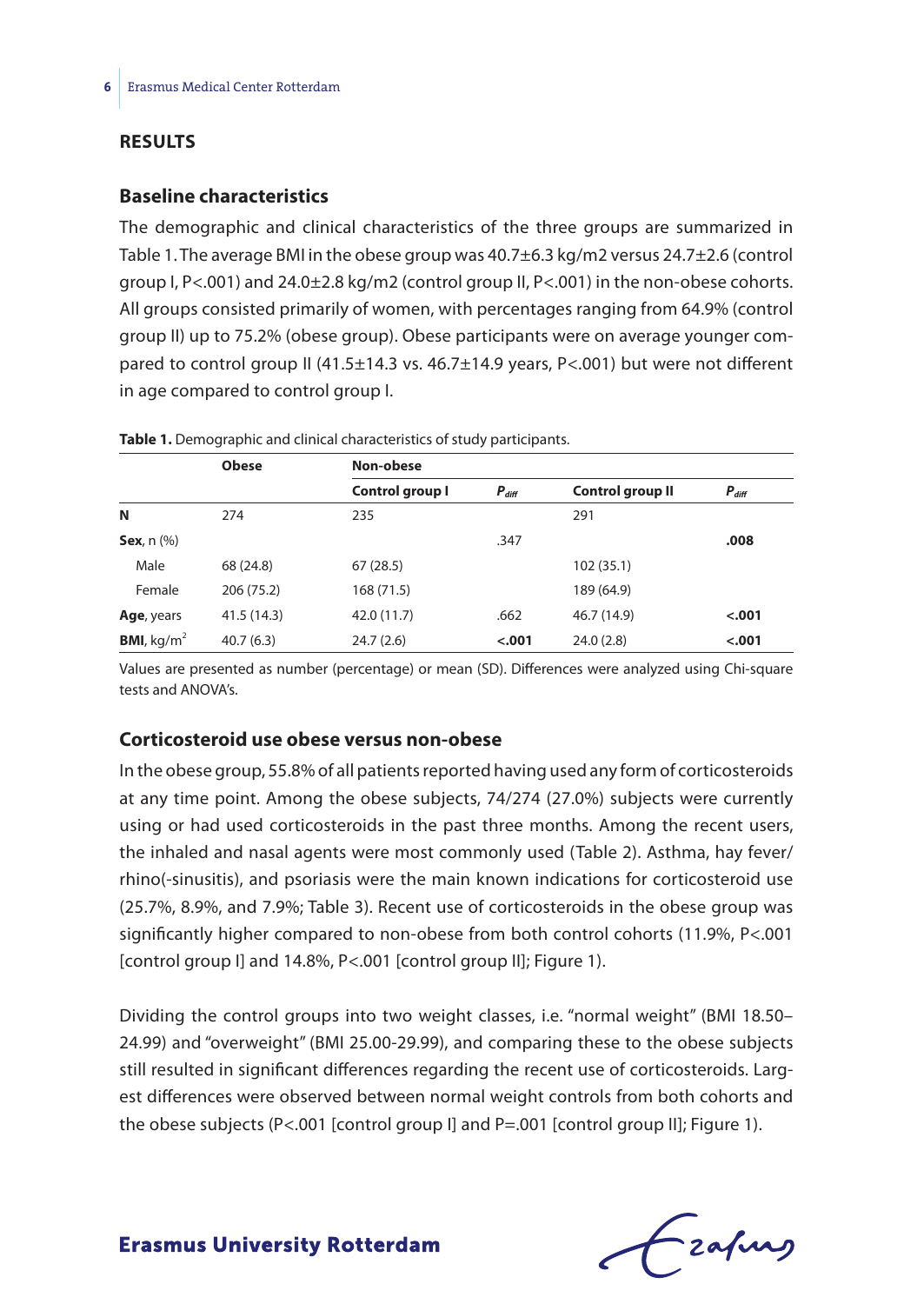## RESULTS

### Baseline characteristics

The demographic and clinical characteristics of the three groups are summarized in Table 1. The average BMI in the obese group was 40.7±6.3 kg/m2 versus 24.7±2.6 (control group I, P<.001) and 24.0±2.8 kg/m2 (control group II, P<.001) in the non-obese cohorts. All groups consisted primarily of women, with percentages ranging from 64.9% (control group II) up to 75.2% (obese group). Obese participants were on average younger compared to control group II (41.5±14.3 vs. 46.7±14.9 years, P<.001) but were not different in age compared to control group I.

**Table 1.** Demographic and clinical characteristics of study participants.

| | Obese | Non-obese | | | |
|---|---|---|---|---|---|
| | | Control group I | $P_{diff}$ | Control group II | $P_{diff}$ |
| **N** | 274 | 235 | | 291 | |
| **Sex**, n (%) | | | .347 | | **.008** |
| Male | 68 (24.8) | 67 (28.5) | | 102 (35.1) | |
| Female | 206 (75.2) | 168 (71.5) | | 189 (64.9) | |
| **Age**, years | 41.5 (14.3) | 42.0 (11.7) | .662 | 46.7 (14.9) | **<.001** |
| **BMI**, kg/m$^2$ | 40.7 (6.3) | 24.7 (2.6) | **<.001** | 24.0 (2.8) | **<.001** |

Values are presented as number (percentage) or mean (SD). Differences were analyzed using Chi-square tests and ANOVA's.

### Corticosteroid use obese versus non-obese

In the obese group, 55.8% of all patients reported having used any form of corticosteroids at any time point. Among the obese subjects, 74/274 (27.0%) subjects were currently using or had used corticosteroids in the past three months. Among the recent users, the inhaled and nasal agents were most commonly used (Table 2). Asthma, hay fever/rhino(-sinusitis), and psoriasis were the main known indications for corticosteroid use (25.7%, 8.9%, and 7.9%; Table 3). Recent use of corticosteroids in the obese group was significantly higher compared to non-obese from both control cohorts (11.9%, P<.001 [control group I] and 14.8%, P<.001 [control group II]; Figure 1).

Dividing the control groups into two weight classes, i.e. "normal weight" (BMI 18.50–24.99) and "overweight" (BMI 25.00-29.99), and comparing these to the obese subjects still resulted in significant differences regarding the recent use of corticosteroids. Largest differences were observed between normal weight controls from both cohorts and the obese subjects (P<.001 [control group I] and P=.001 [control group II]; Figure 1).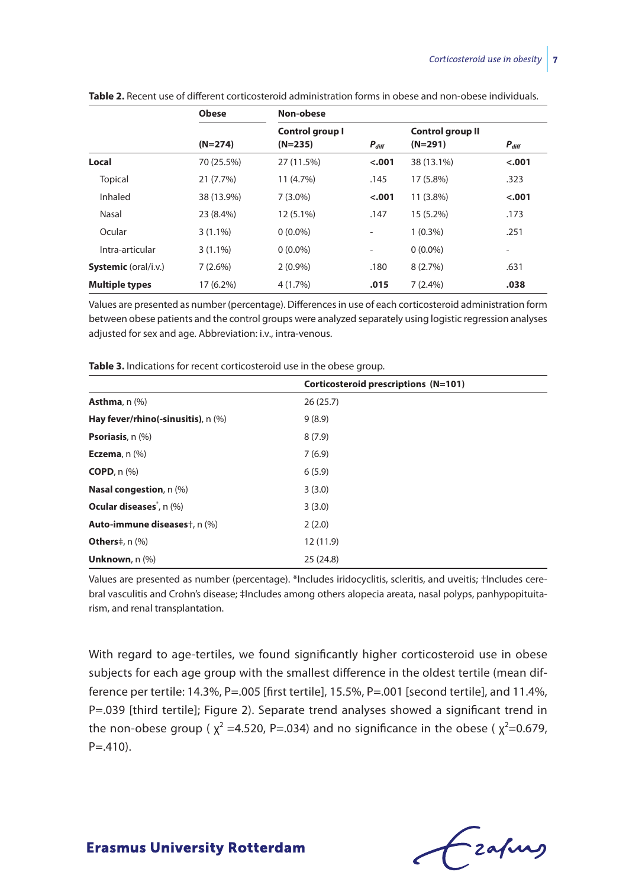**Table 2.** Recent use of different corticosteroid administration forms in obese and non-obese individuals.

| | Obese | Non-obese | | | |
|---|---|---|---|---|---|
| | (N=274) | Control group I (N=235) | $P_{diff}$ | Control group II (N=291) | $P_{diff}$ |
| **Local** | 70 (25.5%) | 27 (11.5%) | **<.001** | 38 (13.1%) | **<.001** |
| Topical | 21 (7.7%) | 11 (4.7%) | .145 | 17 (5.8%) | .323 |
| Inhaled | 38 (13.9%) | 7 (3.0%) | **<.001** | 11 (3.8%) | **<.001** |
| Nasal | 23 (8.4%) | 12 (5.1%) | .147 | 15 (5.2%) | .173 |
| Ocular | 3 (1.1%) | 0 (0.0%) | - | 1 (0.3%) | .251 |
| Intra-articular | 3 (1.1%) | 0 (0.0%) | - | 0 (0.0%) | - |
| **Systemic** (oral/i.v.) | 7 (2.6%) | 2 (0.9%) | .180 | 8 (2.7%) | .631 |
| **Multiple types** | 17 (6.2%) | 4 (1.7%) | **.015** | 7 (2.4%) | **.038** |

Values are presented as number (percentage). Differences in use of each corticosteroid administration form between obese patients and the control groups were analyzed separately using logistic regression analyses adjusted for sex and age. Abbreviation: i.v., intra-venous.

**Table 3.** Indications for recent corticosteroid use in the obese group.

| | Corticosteroid prescriptions (N=101) |
|---|---|
| **Asthma**, n (%) | 26 (25.7) |
| **Hay fever/rhino(-sinusitis)**, n (%) | 9 (8.9) |
| **Psoriasis**, n (%) | 8 (7.9) |
| **Eczema**, n (%) | 7 (6.9) |
| **COPD**, n (%) | 6 (5.9) |
| **Nasal congestion**, n (%) | 3 (3.0) |
| **Ocular diseases***, n (%) | 3 (3.0) |
| **Auto-immune diseases**†, n (%) | 2 (2.0) |
| **Others**‡, n (%) | 12 (11.9) |
| **Unknown**, n (%) | 25 (24.8) |

Values are presented as number (percentage). *Includes iridocyclitis, scleritis, and uveitis; †Includes cerebral vasculitis and Crohn's disease; ‡Includes among others alopecia areata, nasal polyps, panhypopituitarism, and renal transplantation.

With regard to age-tertiles, we found significantly higher corticosteroid use in obese subjects for each age group with the smallest difference in the oldest tertile (mean difference per tertile: 14.3%, P=.005 [first tertile], 15.5%, P=.001 [second tertile], and 11.4%, P=.039 [third tertile]; Figure 2). Separate trend analyses showed a significant trend in the non-obese group ( $\chi^2$ =4.520, P=.034) and no significance in the obese ( $\chi^2$=0.679, P=.410).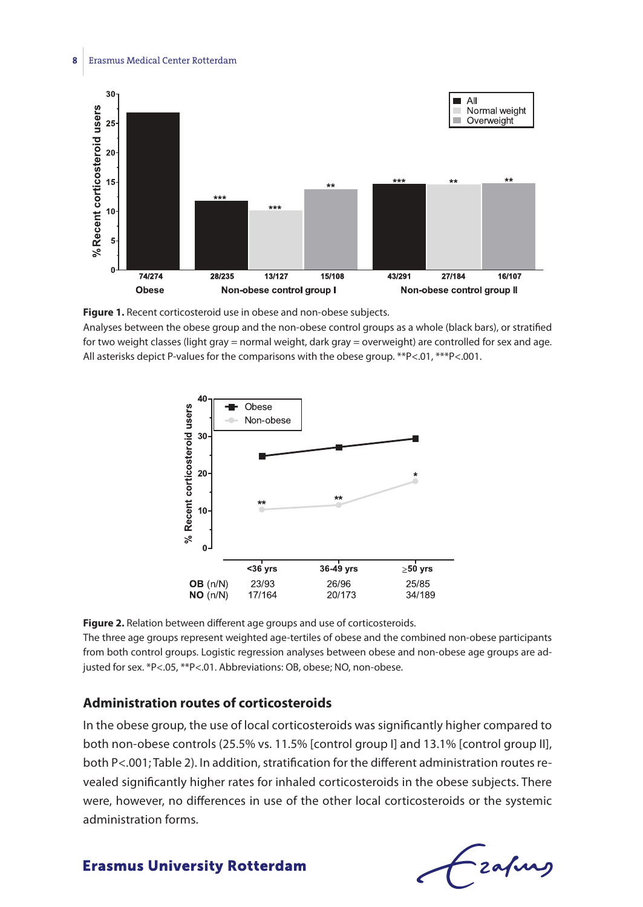Figure 1. Recent corticosteroid use in obese and non-obese subjects.
Analyses between the obese group and the non-obese control groups as a whole (black bars), or stratified for two weight classes (light gray = normal weight, dark gray = overweight) are controlled for sex and age. All asterisks depict P-values for the comparisons with the obese group. **P<.01, ***P<.001.

Figure 2. Relation between different age groups and use of corticosteroids.
The three age groups represent weighted age-tertiles of obese and the combined non-obese participants from both control groups. Logistic regression analyses between obese and non-obese age groups are adjusted for sex. *P<.05, **P<.01. Abbreviations: OB, obese; NO, non-obese.

### Administration routes of corticosteroids

In the obese group, the use of local corticosteroids was significantly higher compared to both non-obese controls (25.5% vs. 11.5% [control group I] and 13.1% [control group II], both P<.001; Table 2). In addition, stratification for the different administration routes revealed significantly higher rates for inhaled corticosteroids in the obese subjects. There were, however, no differences in use of the other local corticosteroids or the systemic administration forms.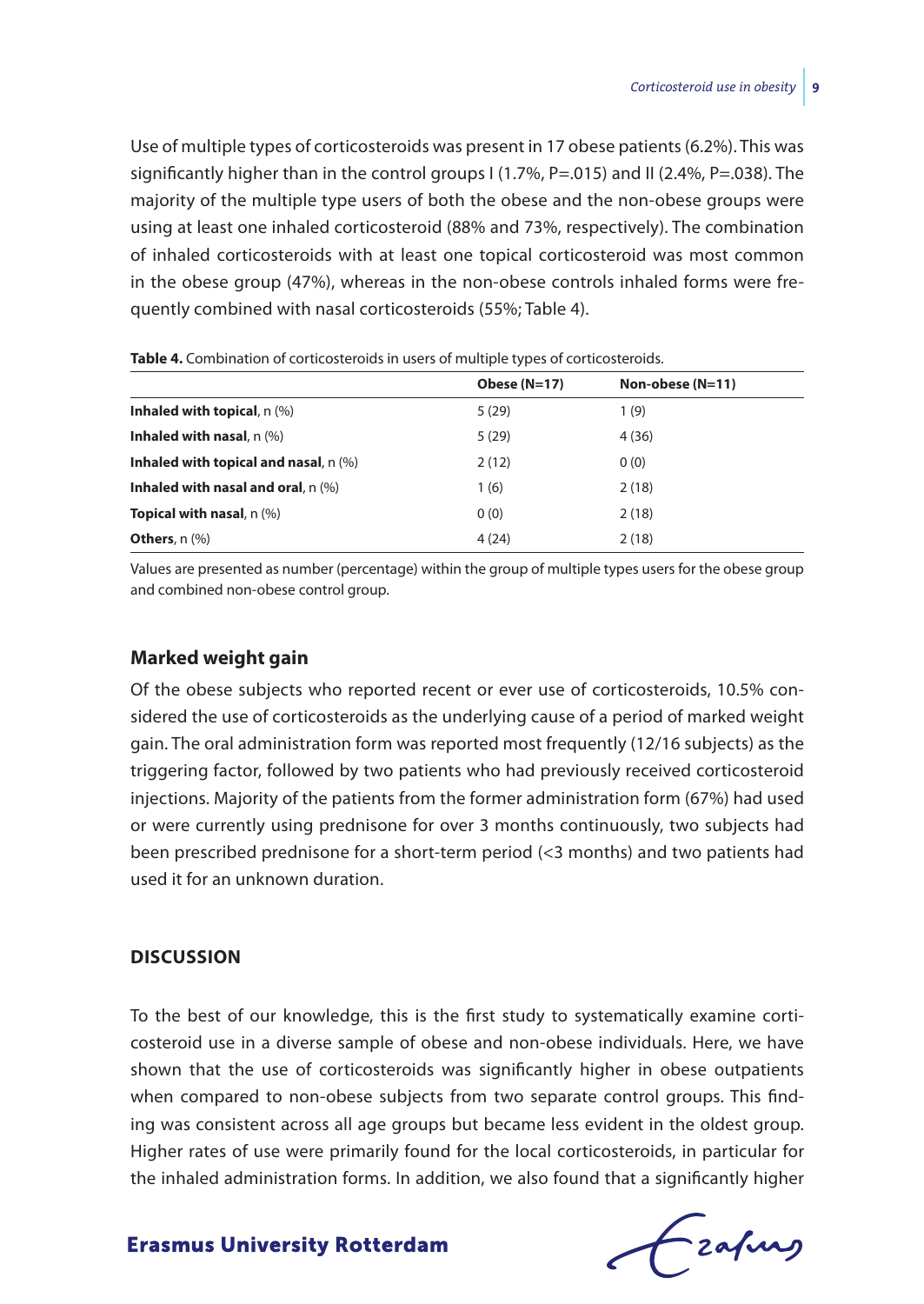Use of multiple types of corticosteroids was present in 17 obese patients (6.2%). This was significantly higher than in the control groups I (1.7%, P=.015) and II (2.4%, P=.038). The majority of the multiple type users of both the obese and the non-obese groups were using at least one inhaled corticosteroid (88% and 73%, respectively). The combination of inhaled corticosteroids with at least one topical corticosteroid was most common in the obese group (47%), whereas in the non-obese controls inhaled forms were frequently combined with nasal corticosteroids (55%; Table 4).

**Table 4.** Combination of corticosteroids in users of multiple types of corticosteroids.

| | Obese (N=17) | Non-obese (N=11) |
|---|---|---|
| **Inhaled with topical**, n (%) | 5 (29) | 1 (9) |
| **Inhaled with nasal**, n (%) | 5 (29) | 4 (36) |
| **Inhaled with topical and nasal**, n (%) | 2 (12) | 0 (0) |
| **Inhaled with nasal and oral**, n (%) | 1 (6) | 2 (18) |
| **Topical with nasal**, n (%) | 0 (0) | 2 (18) |
| **Others**, n (%) | 4 (24) | 2 (18) |

Values are presented as number (percentage) within the group of multiple types users for the obese group and combined non-obese control group.

### Marked weight gain

Of the obese subjects who reported recent or ever use of corticosteroids, 10.5% considered the use of corticosteroids as the underlying cause of a period of marked weight gain. The oral administration form was reported most frequently (12/16 subjects) as the triggering factor, followed by two patients who had previously received corticosteroid injections. Majority of the patients from the former administration form (67%) had used or were currently using prednisone for over 3 months continuously, two subjects had been prescribed prednisone for a short-term period (<3 months) and two patients had used it for an unknown duration.

## DISCUSSION

To the best of our knowledge, this is the first study to systematically examine corticosteroid use in a diverse sample of obese and non-obese individuals. Here, we have shown that the use of corticosteroids was significantly higher in obese outpatients when compared to non-obese subjects from two separate control groups. This finding was consistent across all age groups but became less evident in the oldest group. Higher rates of use were primarily found for the local corticosteroids, in particular for the inhaled administration forms. In addition, we also found that a significantly higher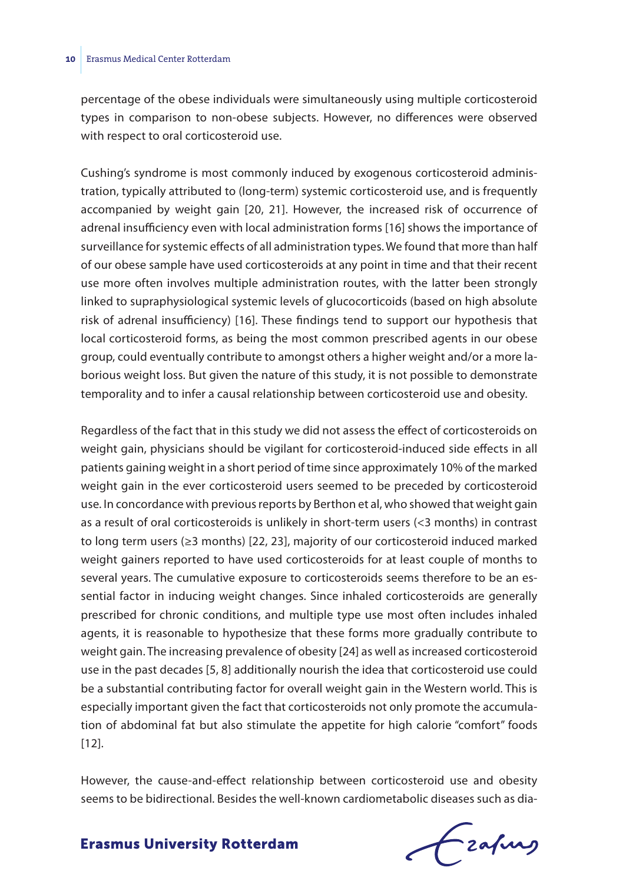percentage of the obese individuals were simultaneously using multiple corticosteroid types in comparison to non-obese subjects. However, no differences were observed with respect to oral corticosteroid use.

Cushing's syndrome is most commonly induced by exogenous corticosteroid administration, typically attributed to (long-term) systemic corticosteroid use, and is frequently accompanied by weight gain [20, 21]. However, the increased risk of occurrence of adrenal insufficiency even with local administration forms [16] shows the importance of surveillance for systemic effects of all administration types. We found that more than half of our obese sample have used corticosteroids at any point in time and that their recent use more often involves multiple administration routes, with the latter been strongly linked to supraphysiological systemic levels of glucocorticoids (based on high absolute risk of adrenal insufficiency) [16]. These findings tend to support our hypothesis that local corticosteroid forms, as being the most common prescribed agents in our obese group, could eventually contribute to amongst others a higher weight and/or a more laborious weight loss. But given the nature of this study, it is not possible to demonstrate temporality and to infer a causal relationship between corticosteroid use and obesity.

Regardless of the fact that in this study we did not assess the effect of corticosteroids on weight gain, physicians should be vigilant for corticosteroid-induced side effects in all patients gaining weight in a short period of time since approximately 10% of the marked weight gain in the ever corticosteroid users seemed to be preceded by corticosteroid use. In concordance with previous reports by Berthon et al, who showed that weight gain as a result of oral corticosteroids is unlikely in short-term users (<3 months) in contrast to long term users (≥3 months) [22, 23], majority of our corticosteroid induced marked weight gainers reported to have used corticosteroids for at least couple of months to several years. The cumulative exposure to corticosteroids seems therefore to be an essential factor in inducing weight changes. Since inhaled corticosteroids are generally prescribed for chronic conditions, and multiple type use most often includes inhaled agents, it is reasonable to hypothesize that these forms more gradually contribute to weight gain. The increasing prevalence of obesity [24] as well as increased corticosteroid use in the past decades [5, 8] additionally nourish the idea that corticosteroid use could be a substantial contributing factor for overall weight gain in the Western world. This is especially important given the fact that corticosteroids not only promote the accumulation of abdominal fat but also stimulate the appetite for high calorie "comfort" foods [12].

However, the cause-and-effect relationship between corticosteroid use and obesity seems to be bidirectional. Besides the well-known cardiometabolic diseases such as dia-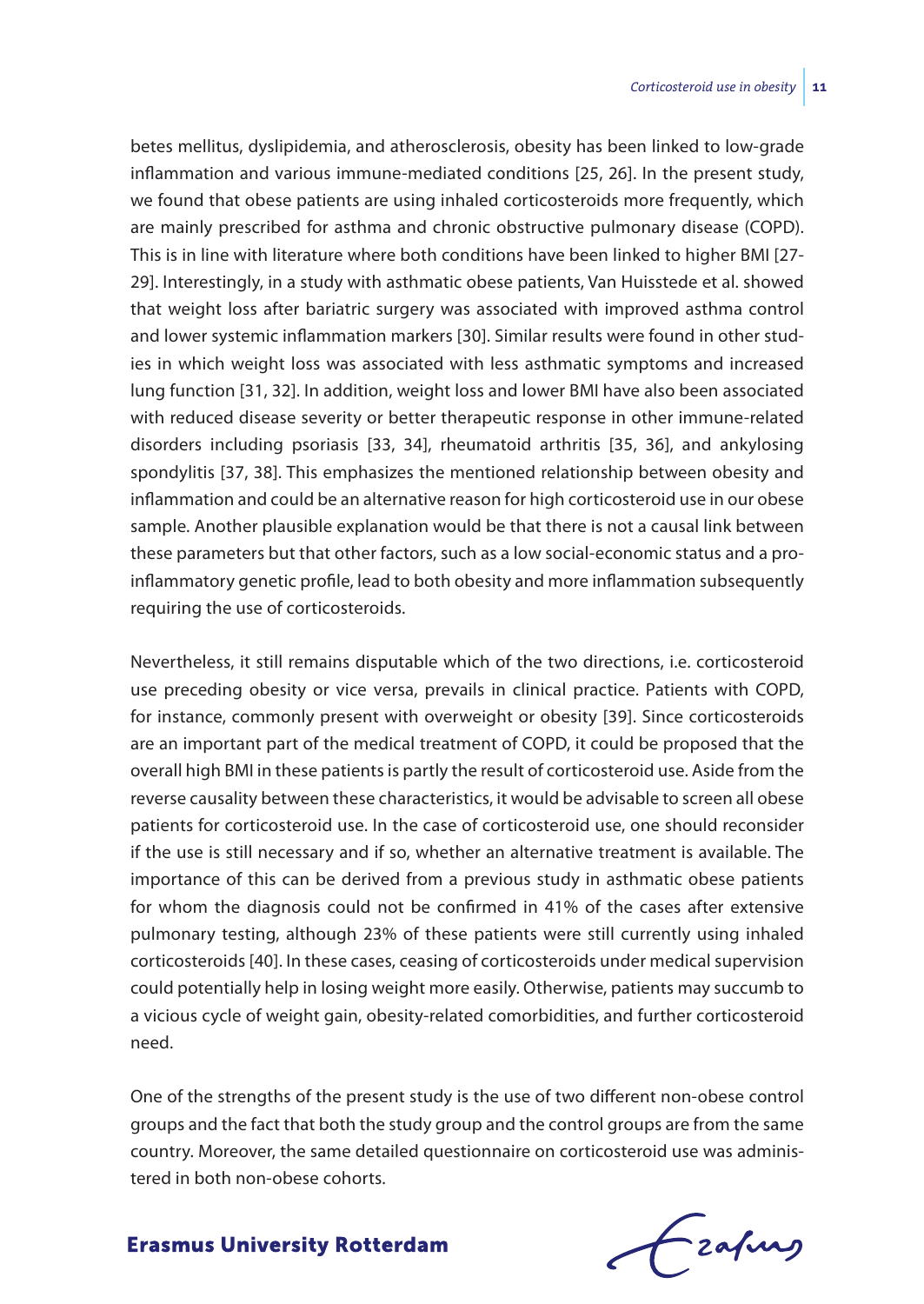betes mellitus, dyslipidemia, and atherosclerosis, obesity has been linked to low-grade inflammation and various immune-mediated conditions [25, 26]. In the present study, we found that obese patients are using inhaled corticosteroids more frequently, which are mainly prescribed for asthma and chronic obstructive pulmonary disease (COPD). This is in line with literature where both conditions have been linked to higher BMI [27-29]. Interestingly, in a study with asthmatic obese patients, Van Huisstede et al. showed that weight loss after bariatric surgery was associated with improved asthma control and lower systemic inflammation markers [30]. Similar results were found in other studies in which weight loss was associated with less asthmatic symptoms and increased lung function [31, 32]. In addition, weight loss and lower BMI have also been associated with reduced disease severity or better therapeutic response in other immune-related disorders including psoriasis [33, 34], rheumatoid arthritis [35, 36], and ankylosing spondylitis [37, 38]. This emphasizes the mentioned relationship between obesity and inflammation and could be an alternative reason for high corticosteroid use in our obese sample. Another plausible explanation would be that there is not a causal link between these parameters but that other factors, such as a low social-economic status and a pro-inflammatory genetic profile, lead to both obesity and more inflammation subsequently requiring the use of corticosteroids.

Nevertheless, it still remains disputable which of the two directions, i.e. corticosteroid use preceding obesity or vice versa, prevails in clinical practice. Patients with COPD, for instance, commonly present with overweight or obesity [39]. Since corticosteroids are an important part of the medical treatment of COPD, it could be proposed that the overall high BMI in these patients is partly the result of corticosteroid use. Aside from the reverse causality between these characteristics, it would be advisable to screen all obese patients for corticosteroid use. In the case of corticosteroid use, one should reconsider if the use is still necessary and if so, whether an alternative treatment is available. The importance of this can be derived from a previous study in asthmatic obese patients for whom the diagnosis could not be confirmed in 41% of the cases after extensive pulmonary testing, although 23% of these patients were still currently using inhaled corticosteroids [40]. In these cases, ceasing of corticosteroids under medical supervision could potentially help in losing weight more easily. Otherwise, patients may succumb to a vicious cycle of weight gain, obesity-related comorbidities, and further corticosteroid need.

One of the strengths of the present study is the use of two different non-obese control groups and the fact that both the study group and the control groups are from the same country. Moreover, the same detailed questionnaire on corticosteroid use was administered in both non-obese cohorts.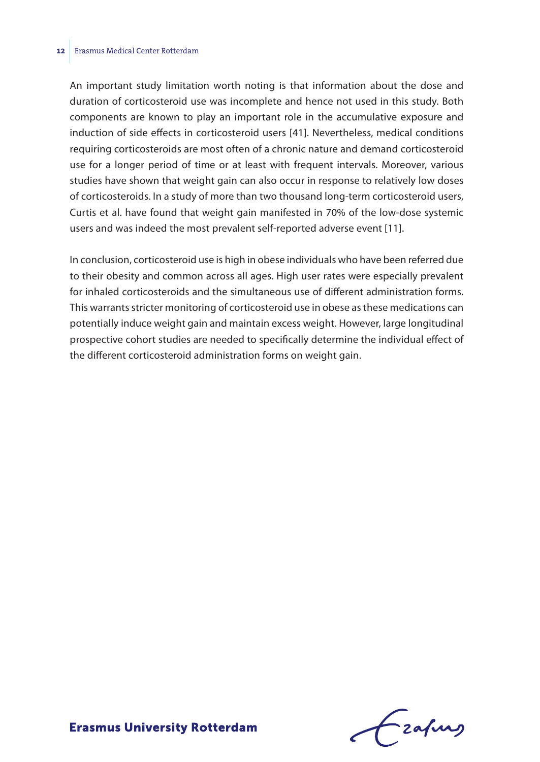An important study limitation worth noting is that information about the dose and duration of corticosteroid use was incomplete and hence not used in this study. Both components are known to play an important role in the accumulative exposure and induction of side effects in corticosteroid users [41]. Nevertheless, medical conditions requiring corticosteroids are most often of a chronic nature and demand corticosteroid use for a longer period of time or at least with frequent intervals. Moreover, various studies have shown that weight gain can also occur in response to relatively low doses of corticosteroids. In a study of more than two thousand long-term corticosteroid users, Curtis et al. have found that weight gain manifested in 70% of the low-dose systemic users and was indeed the most prevalent self-reported adverse event [11].

In conclusion, corticosteroid use is high in obese individuals who have been referred due to their obesity and common across all ages. High user rates were especially prevalent for inhaled corticosteroids and the simultaneous use of different administration forms. This warrants stricter monitoring of corticosteroid use in obese as these medications can potentially induce weight gain and maintain excess weight. However, large longitudinal prospective cohort studies are needed to specifically determine the individual effect of the different corticosteroid administration forms on weight gain.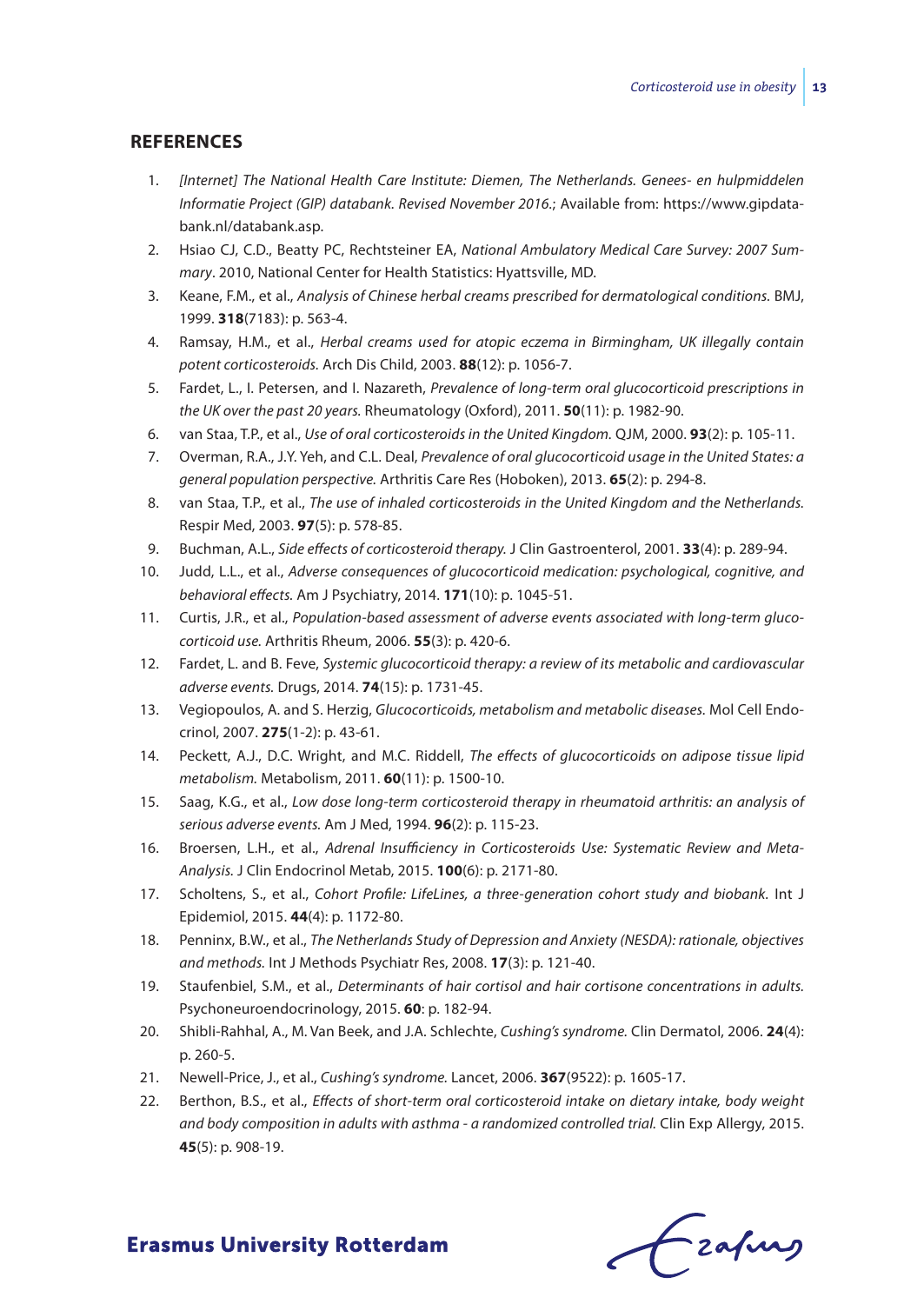## REFERENCES

1. *[Internet] The National Health Care Institute: Diemen, The Netherlands. Genees- en hulpmiddelen Informatie Project (GIP) databank. Revised November 2016.*; Available from: https://www.gipdatabank.nl/databank.asp.
2. Hsiao CJ, C.D., Beatty PC, Rechtsteiner EA, *National Ambulatory Medical Care Survey: 2007 Summary*. 2010, National Center for Health Statistics: Hyattsville, MD.
3. Keane, F.M., et al., *Analysis of Chinese herbal creams prescribed for dermatological conditions.* BMJ, 1999. **318**(7183): p. 563-4.
4. Ramsay, H.M., et al., *Herbal creams used for atopic eczema in Birmingham, UK illegally contain potent corticosteroids.* Arch Dis Child, 2003. **88**(12): p. 1056-7.
5. Fardet, L., I. Petersen, and I. Nazareth, *Prevalence of long-term oral glucocorticoid prescriptions in the UK over the past 20 years.* Rheumatology (Oxford), 2011. **50**(11): p. 1982-90.
6. van Staa, T.P., et al., *Use of oral corticosteroids in the United Kingdom.* QJM, 2000. **93**(2): p. 105-11.
7. Overman, R.A., J.Y. Yeh, and C.L. Deal, *Prevalence of oral glucocorticoid usage in the United States: a general population perspective.* Arthritis Care Res (Hoboken), 2013. **65**(2): p. 294-8.
8. van Staa, T.P., et al., *The use of inhaled corticosteroids in the United Kingdom and the Netherlands.* Respir Med, 2003. **97**(5): p. 578-85.
9. Buchman, A.L., *Side effects of corticosteroid therapy.* J Clin Gastroenterol, 2001. **33**(4): p. 289-94.
10. Judd, L.L., et al., *Adverse consequences of glucocorticoid medication: psychological, cognitive, and behavioral effects.* Am J Psychiatry, 2014. **171**(10): p. 1045-51.
11. Curtis, J.R., et al., *Population-based assessment of adverse events associated with long-term glucocorticoid use.* Arthritis Rheum, 2006. **55**(3): p. 420-6.
12. Fardet, L. and B. Feve, *Systemic glucocorticoid therapy: a review of its metabolic and cardiovascular adverse events.* Drugs, 2014. **74**(15): p. 1731-45.
13. Vegiopoulos, A. and S. Herzig, *Glucocorticoids, metabolism and metabolic diseases.* Mol Cell Endocrinol, 2007. **275**(1-2): p. 43-61.
14. Peckett, A.J., D.C. Wright, and M.C. Riddell, *The effects of glucocorticoids on adipose tissue lipid metabolism.* Metabolism, 2011. **60**(11): p. 1500-10.
15. Saag, K.G., et al., *Low dose long-term corticosteroid therapy in rheumatoid arthritis: an analysis of serious adverse events.* Am J Med, 1994. **96**(2): p. 115-23.
16. Broersen, L.H., et al., *Adrenal Insufficiency in Corticosteroids Use: Systematic Review and Meta-Analysis.* J Clin Endocrinol Metab, 2015. **100**(6): p. 2171-80.
17. Scholtens, S., et al., *Cohort Profile: LifeLines, a three-generation cohort study and biobank.* Int J Epidemiol, 2015. **44**(4): p. 1172-80.
18. Penninx, B.W., et al., *The Netherlands Study of Depression and Anxiety (NESDA): rationale, objectives and methods.* Int J Methods Psychiatr Res, 2008. **17**(3): p. 121-40.
19. Staufenbiel, S.M., et al., *Determinants of hair cortisol and hair cortisone concentrations in adults.* Psychoneuroendocrinology, 2015. **60**: p. 182-94.
20. Shibli-Rahhal, A., M. Van Beek, and J.A. Schlechte, *Cushing's syndrome.* Clin Dermatol, 2006. **24**(4): p. 260-5.
21. Newell-Price, J., et al., *Cushing's syndrome.* Lancet, 2006. **367**(9522): p. 1605-17.
22. Berthon, B.S., et al., *Effects of short-term oral corticosteroid intake on dietary intake, body weight and body composition in adults with asthma - a randomized controlled trial.* Clin Exp Allergy, 2015. **45**(5): p. 908-19.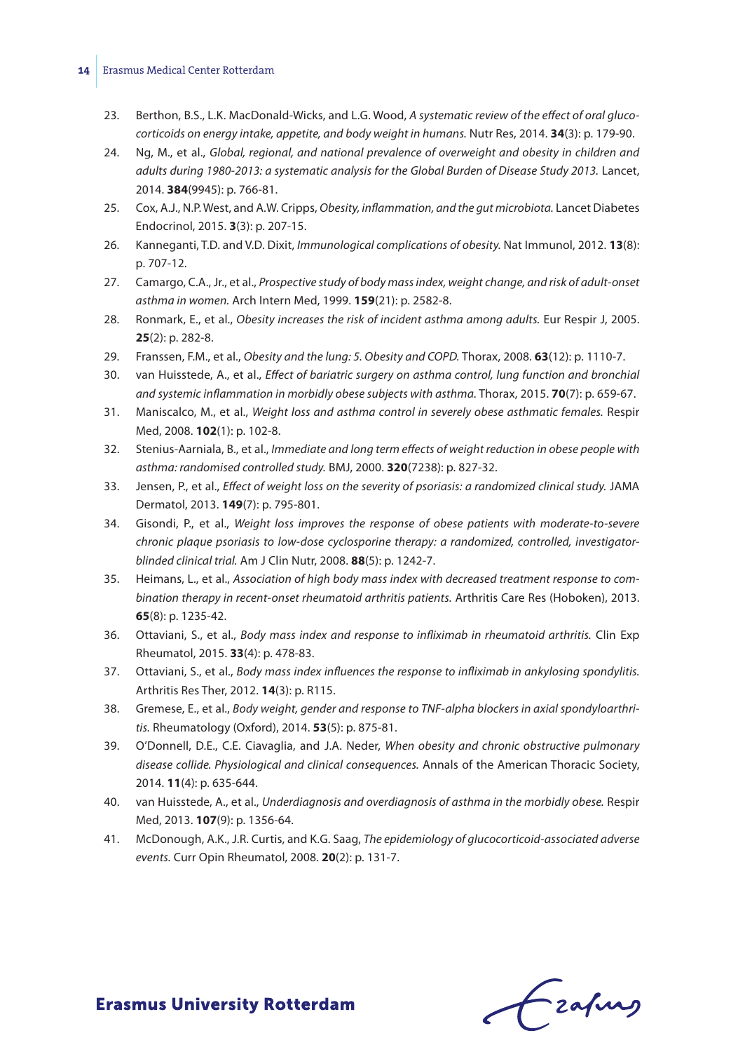23. Berthon, B.S., L.K. MacDonald-Wicks, and L.G. Wood, *A systematic review of the effect of oral glucocorticoids on energy intake, appetite, and body weight in humans.* Nutr Res, 2014. **34**(3): p. 179-90.
24. Ng, M., et al., *Global, regional, and national prevalence of overweight and obesity in children and adults during 1980-2013: a systematic analysis for the Global Burden of Disease Study 2013.* Lancet, 2014. **384**(9945): p. 766-81.
25. Cox, A.J., N.P. West, and A.W. Cripps, *Obesity, inflammation, and the gut microbiota.* Lancet Diabetes Endocrinol, 2015. **3**(3): p. 207-15.
26. Kanneganti, T.D. and V.D. Dixit, *Immunological complications of obesity.* Nat Immunol, 2012. **13**(8): p. 707-12.
27. Camargo, C.A., Jr., et al., *Prospective study of body mass index, weight change, and risk of adult-onset asthma in women.* Arch Intern Med, 1999. **159**(21): p. 2582-8.
28. Ronmark, E., et al., *Obesity increases the risk of incident asthma among adults.* Eur Respir J, 2005. **25**(2): p. 282-8.
29. Franssen, F.M., et al., *Obesity and the lung: 5. Obesity and COPD.* Thorax, 2008. **63**(12): p. 1110-7.
30. van Huisstede, A., et al., *Effect of bariatric surgery on asthma control, lung function and bronchial and systemic inflammation in morbidly obese subjects with asthma.* Thorax, 2015. **70**(7): p. 659-67.
31. Maniscalco, M., et al., *Weight loss and asthma control in severely obese asthmatic females.* Respir Med, 2008. **102**(1): p. 102-8.
32. Stenius-Aarniala, B., et al., *Immediate and long term effects of weight reduction in obese people with asthma: randomised controlled study.* BMJ, 2000. **320**(7238): p. 827-32.
33. Jensen, P., et al., *Effect of weight loss on the severity of psoriasis: a randomized clinical study.* JAMA Dermatol, 2013. **149**(7): p. 795-801.
34. Gisondi, P., et al., *Weight loss improves the response of obese patients with moderate-to-severe chronic plaque psoriasis to low-dose cyclosporine therapy: a randomized, controlled, investigator-blinded clinical trial.* Am J Clin Nutr, 2008. **88**(5): p. 1242-7.
35. Heimans, L., et al., *Association of high body mass index with decreased treatment response to combination therapy in recent-onset rheumatoid arthritis patients.* Arthritis Care Res (Hoboken), 2013. **65**(8): p. 1235-42.
36. Ottaviani, S., et al., *Body mass index and response to infliximab in rheumatoid arthritis.* Clin Exp Rheumatol, 2015. **33**(4): p. 478-83.
37. Ottaviani, S., et al., *Body mass index influences the response to infliximab in ankylosing spondylitis.* Arthritis Res Ther, 2012. **14**(3): p. R115.
38. Gremese, E., et al., *Body weight, gender and response to TNF-alpha blockers in axial spondyloarthritis.* Rheumatology (Oxford), 2014. **53**(5): p. 875-81.
39. O'Donnell, D.E., C.E. Ciavaglia, and J.A. Neder, *When obesity and chronic obstructive pulmonary disease collide. Physiological and clinical consequences.* Annals of the American Thoracic Society, 2014. **11**(4): p. 635-644.
40. van Huisstede, A., et al., *Underdiagnosis and overdiagnosis of asthma in the morbidly obese.* Respir Med, 2013. **107**(9): p. 1356-64.
41. McDonough, A.K., J.R. Curtis, and K.G. Saag, *The epidemiology of glucocorticoid-associated adverse events.* Curr Opin Rheumatol, 2008. **20**(2): p. 131-7.